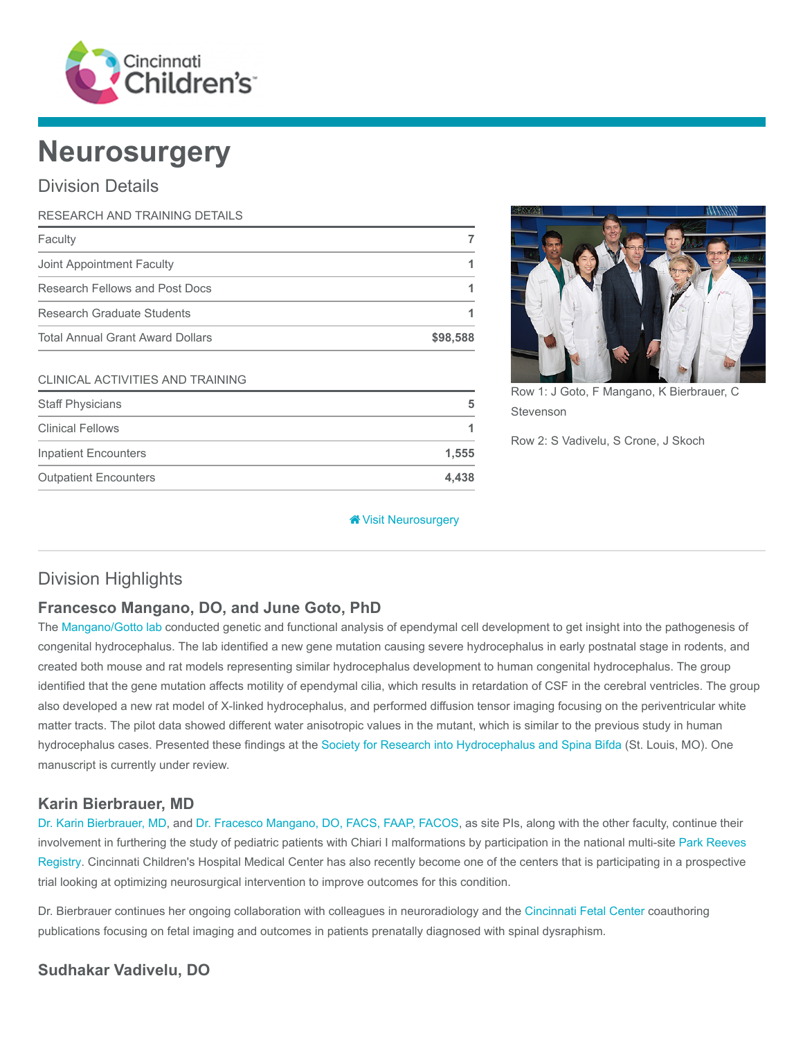# Neurosurgery

## Division Details

| RESEARCH AND TRAINING DETAILS | |
|---|---|
| Faculty | 7 |
| Joint Appointment Faculty | 1 |
| Research Fellows and Post Docs | 1 |
| Research Graduate Students | 1 |
| Total Annual Grant Award Dollars | $98,588 |

| CLINICAL ACTIVITIES AND TRAINING | |
|---|---|
| Staff Physicians | 5 |
| Clinical Fellows | 1 |
| Inpatient Encounters | 1,555 |
| Outpatient Encounters | 4,438 |

Row 1: J Goto, F Mangano, K Bierbrauer, C Stevenson

Row 2: S Vadivelu, S Crone, J Skoch

Visit Neurosurgery

## Division Highlights

### Francesco Mangano, DO, and June Goto, PhD

The Mangano/Gotto lab conducted genetic and functional analysis of ependymal cell development to get insight into the pathogenesis of congenital hydrocephalus. The lab identified a new gene mutation causing severe hydrocephalus in early postnatal stage in rodents, and created both mouse and rat models representing similar hydrocephalus development to human congenital hydrocephalus. The group identified that the gene mutation affects motility of ependymal cilia, which results in retardation of CSF in the cerebral ventricles. The group also developed a new rat model of X-linked hydrocephalus, and performed diffusion tensor imaging focusing on the periventricular white matter tracts. The pilot data showed different water anisotropic values in the mutant, which is similar to the previous study in human hydrocephalus cases. Presented these findings at the Society for Research into Hydrocephalus and Spina Bifda (St. Louis, MO). One manuscript is currently under review.

### Karin Bierbrauer, MD

Dr. Karin Bierbrauer, MD, and Dr. Fracesco Mangano, DO, FACS, FAAP, FACOS, as site PIs, along with the other faculty, continue their involvement in furthering the study of pediatric patients with Chiari I malformations by participation in the national multi-site Park Reeves Registry. Cincinnati Children's Hospital Medical Center has also recently become one of the centers that is participating in a prospective trial looking at optimizing neurosurgical intervention to improve outcomes for this condition.

Dr. Bierbrauer continues her ongoing collaboration with colleagues in neuroradiology and the Cincinnati Fetal Center coauthoring publications focusing on fetal imaging and outcomes in patients prenatally diagnosed with spinal dysraphism.

### Sudhakar Vadivelu, DO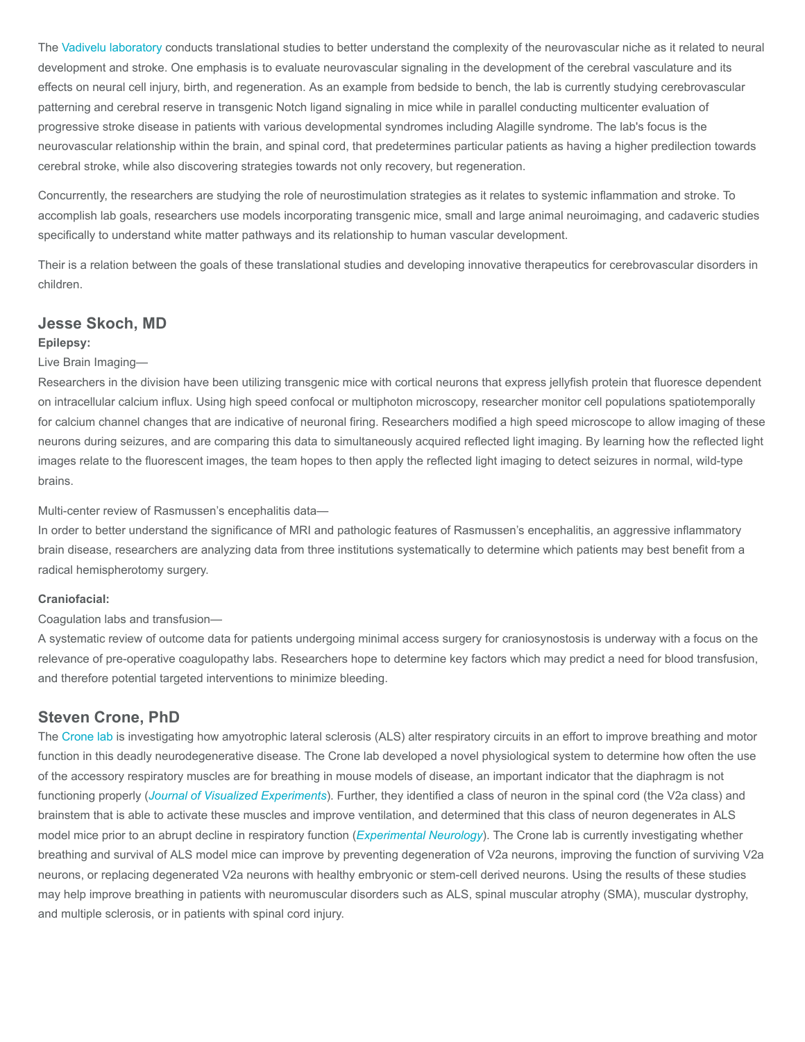The Vadivelu laboratory conducts translational studies to better understand the complexity of the neurovascular niche as it related to neural development and stroke. One emphasis is to evaluate neurovascular signaling in the development of the cerebral vasculature and its effects on neural cell injury, birth, and regeneration. As an example from bedside to bench, the lab is currently studying cerebrovascular patterning and cerebral reserve in transgenic Notch ligand signaling in mice while in parallel conducting multicenter evaluation of progressive stroke disease in patients with various developmental syndromes including Alagille syndrome. The lab's focus is the neurovascular relationship within the brain, and spinal cord, that predetermines particular patients as having a higher predilection towards cerebral stroke, while also discovering strategies towards not only recovery, but regeneration.

Concurrently, the researchers are studying the role of neurostimulation strategies as it relates to systemic inflammation and stroke. To accomplish lab goals, researchers use models incorporating transgenic mice, small and large animal neuroimaging, and cadaveric studies specifically to understand white matter pathways and its relationship to human vascular development.

Their is a relation between the goals of these translational studies and developing innovative therapeutics for cerebrovascular disorders in children.

## Jesse Skoch, MD

**Epilepsy:**

Live Brain Imaging—
Researchers in the division have been utilizing transgenic mice with cortical neurons that express jellyfish protein that fluoresce dependent on intracellular calcium influx. Using high speed confocal or multiphoton microscopy, researcher monitor cell populations spatiotemporally for calcium channel changes that are indicative of neuronal firing. Researchers modified a high speed microscope to allow imaging of these neurons during seizures, and are comparing this data to simultaneously acquired reflected light imaging. By learning how the reflected light images relate to the fluorescent images, the team hopes to then apply the reflected light imaging to detect seizures in normal, wild-type brains.

Multi-center review of Rasmussen's encephalitis data—
In order to better understand the significance of MRI and pathologic features of Rasmussen's encephalitis, an aggressive inflammatory brain disease, researchers are analyzing data from three institutions systematically to determine which patients may best benefit from a radical hemispherotomy surgery.

**Craniofacial:**

Coagulation labs and transfusion—
A systematic review of outcome data for patients undergoing minimal access surgery for craniosynostosis is underway with a focus on the relevance of pre-operative coagulopathy labs. Researchers hope to determine key factors which may predict a need for blood transfusion, and therefore potential targeted interventions to minimize bleeding.

## Steven Crone, PhD

The Crone lab is investigating how amyotrophic lateral sclerosis (ALS) alter respiratory circuits in an effort to improve breathing and motor function in this deadly neurodegenerative disease. The Crone lab developed a novel physiological system to determine how often the use of the accessory respiratory muscles are for breathing in mouse models of disease, an important indicator that the diaphragm is not functioning properly (*Journal of Visualized Experiments*). Further, they identified a class of neuron in the spinal cord (the V2a class) and brainstem that is able to activate these muscles and improve ventilation, and determined that this class of neuron degenerates in ALS model mice prior to an abrupt decline in respiratory function (*Experimental Neurology*). The Crone lab is currently investigating whether breathing and survival of ALS model mice can improve by preventing degeneration of V2a neurons, improving the function of surviving V2a neurons, or replacing degenerated V2a neurons with healthy embryonic or stem-cell derived neurons. Using the results of these studies may help improve breathing in patients with neuromuscular disorders such as ALS, spinal muscular atrophy (SMA), muscular dystrophy, and multiple sclerosis, or in patients with spinal cord injury.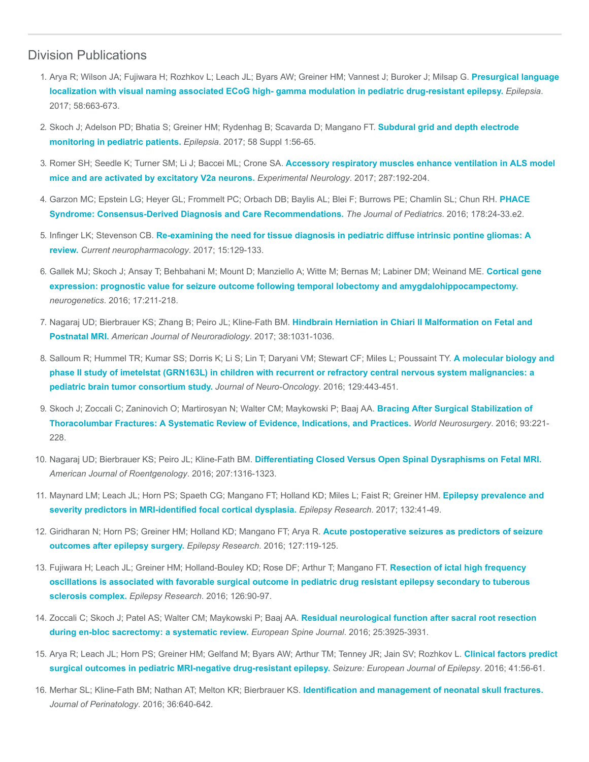## Division Publications

1. Arya R; Wilson JA; Fujiwara H; Rozhkov L; Leach JL; Byars AW; Greiner HM; Vannest J; Buroker J; Milsap G. **Presurgical language localization with visual naming associated ECoG high- gamma modulation in pediatric drug-resistant epilepsy.** *Epilepsia*. 2017; 58:663-673.

2. Skoch J; Adelson PD; Bhatia S; Greiner HM; Rydenhag B; Scavarda D; Mangano FT. **Subdural grid and depth electrode monitoring in pediatric patients.** *Epilepsia*. 2017; 58 Suppl 1:56-65.

3. Romer SH; Seedle K; Turner SM; Li J; Baccei ML; Crone SA. **Accessory respiratory muscles enhance ventilation in ALS model mice and are activated by excitatory V2a neurons.** *Experimental Neurology*. 2017; 287:192-204.

4. Garzon MC; Epstein LG; Heyer GL; Frommelt PC; Orbach DB; Baylis AL; Blei F; Burrows PE; Chamlin SL; Chun RH. **PHACE Syndrome: Consensus-Derived Diagnosis and Care Recommendations.** *The Journal of Pediatrics*. 2016; 178:24-33.e2.

5. Infinger LK; Stevenson CB. **Re-examining the need for tissue diagnosis in pediatric diffuse intrinsic pontine gliomas: A review.** *Current neuropharmacology*. 2017; 15:129-133.

6. Gallek MJ; Skoch J; Ansay T; Behbahani M; Mount D; Manziello A; Witte M; Bernas M; Labiner DM; Weinand ME. **Cortical gene expression: prognostic value for seizure outcome following temporal lobectomy and amygdalohippocampectomy.** *neurogenetics*. 2016; 17:211-218.

7. Nagaraj UD; Bierbrauer KS; Zhang B; Peiro JL; Kline-Fath BM. **Hindbrain Herniation in Chiari II Malformation on Fetal and Postnatal MRI.** *American Journal of Neuroradiology*. 2017; 38:1031-1036.

8. Salloum R; Hummel TR; Kumar SS; Dorris K; Li S; Lin T; Daryani VM; Stewart CF; Miles L; Poussaint TY. **A molecular biology and phase II study of imetelstat (GRN163L) in children with recurrent or refractory central nervous system malignancies: a pediatric brain tumor consortium study.** *Journal of Neuro-Oncology*. 2016; 129:443-451.

9. Skoch J; Zoccali C; Zaninovich O; Martirosyan N; Walter CM; Maykowski P; Baaj AA. **Bracing After Surgical Stabilization of Thoracolumbar Fractures: A Systematic Review of Evidence, Indications, and Practices.** *World Neurosurgery*. 2016; 93:221-228.

10. Nagaraj UD; Bierbrauer KS; Peiro JL; Kline-Fath BM. **Differentiating Closed Versus Open Spinal Dysraphisms on Fetal MRI.** *American Journal of Roentgenology*. 2016; 207:1316-1323.

11. Maynard LM; Leach JL; Horn PS; Spaeth CG; Mangano FT; Holland KD; Miles L; Faist R; Greiner HM. **Epilepsy prevalence and severity predictors in MRI-identified focal cortical dysplasia.** *Epilepsy Research*. 2017; 132:41-49.

12. Giridharan N; Horn PS; Greiner HM; Holland KD; Mangano FT; Arya R. **Acute postoperative seizures as predictors of seizure outcomes after epilepsy surgery.** *Epilepsy Research*. 2016; 127:119-125.

13. Fujiwara H; Leach JL; Greiner HM; Holland-Bouley KD; Rose DF; Arthur T; Mangano FT. **Resection of ictal high frequency oscillations is associated with favorable surgical outcome in pediatric drug resistant epilepsy secondary to tuberous sclerosis complex.** *Epilepsy Research*. 2016; 126:90-97.

14. Zoccali C; Skoch J; Patel AS; Walter CM; Maykowski P; Baaj AA. **Residual neurological function after sacral root resection during en-bloc sacrectomy: a systematic review.** *European Spine Journal*. 2016; 25:3925-3931.

15. Arya R; Leach JL; Horn PS; Greiner HM; Gelfand M; Byars AW; Arthur TM; Tenney JR; Jain SV; Rozhkov L. **Clinical factors predict surgical outcomes in pediatric MRI-negative drug-resistant epilepsy.** *Seizure: European Journal of Epilepsy*. 2016; 41:56-61.

16. Merhar SL; Kline-Fath BM; Nathan AT; Melton KR; Bierbrauer KS. **Identification and management of neonatal skull fractures.** *Journal of Perinatology*. 2016; 36:640-642.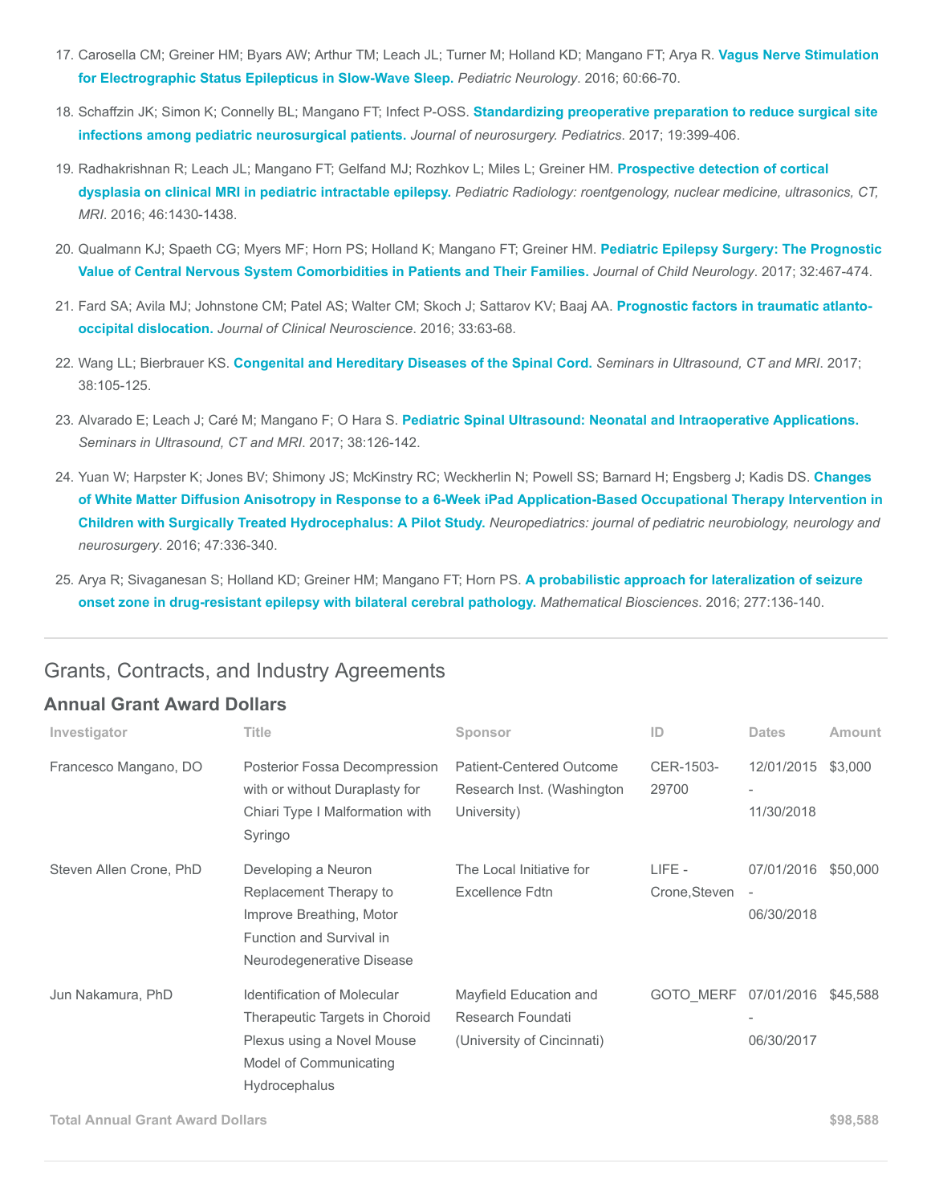17. Carosella CM; Greiner HM; Byars AW; Arthur TM; Leach JL; Turner M; Holland KD; Mangano FT; Arya R. **Vagus Nerve Stimulation for Electrographic Status Epilepticus in Slow-Wave Sleep.** *Pediatric Neurology*. 2016; 60:66-70.

18. Schaffzin JK; Simon K; Connelly BL; Mangano FT; Infect P-OSS. **Standardizing preoperative preparation to reduce surgical site infections among pediatric neurosurgical patients.** *Journal of neurosurgery. Pediatrics*. 2017; 19:399-406.

19. Radhakrishnan R; Leach JL; Mangano FT; Gelfand MJ; Rozhkov L; Miles L; Greiner HM. **Prospective detection of cortical dysplasia on clinical MRI in pediatric intractable epilepsy.** *Pediatric Radiology: roentgenology, nuclear medicine, ultrasonics, CT, MRI*. 2016; 46:1430-1438.

20. Qualmann KJ; Spaeth CG; Myers MF; Horn PS; Holland K; Mangano FT; Greiner HM. **Pediatric Epilepsy Surgery: The Prognostic Value of Central Nervous System Comorbidities in Patients and Their Families.** *Journal of Child Neurology*. 2017; 32:467-474.

21. Fard SA; Avila MJ; Johnstone CM; Patel AS; Walter CM; Skoch J; Sattarov KV; Baaj AA. **Prognostic factors in traumatic atlanto-occipital dislocation.** *Journal of Clinical Neuroscience*. 2016; 33:63-68.

22. Wang LL; Bierbrauer KS. **Congenital and Hereditary Diseases of the Spinal Cord.** *Seminars in Ultrasound, CT and MRI*. 2017; 38:105-125.

23. Alvarado E; Leach J; Caré M; Mangano F; O Hara S. **Pediatric Spinal Ultrasound: Neonatal and Intraoperative Applications.** *Seminars in Ultrasound, CT and MRI*. 2017; 38:126-142.

24. Yuan W; Harpster K; Jones BV; Shimony JS; McKinstry RC; Weckherlin N; Powell SS; Barnard H; Engsberg J; Kadis DS. **Changes of White Matter Diffusion Anisotropy in Response to a 6-Week iPad Application-Based Occupational Therapy Intervention in Children with Surgically Treated Hydrocephalus: A Pilot Study.** *Neuropediatrics: journal of pediatric neurobiology, neurology and neurosurgery*. 2016; 47:336-340.

25. Arya R; Sivaganesan S; Holland KD; Greiner HM; Mangano FT; Horn PS. **A probabilistic approach for lateralization of seizure onset zone in drug-resistant epilepsy with bilateral cerebral pathology.** *Mathematical Biosciences*. 2016; 277:136-140.

## Grants, Contracts, and Industry Agreements

### Annual Grant Award Dollars

| Investigator | Title | Sponsor | ID | Dates | Amount |
|---|---|---|---|---|---|
| Francesco Mangano, DO | Posterior Fossa Decompression with or without Duraplasty for Chiari Type I Malformation with Syringo | Patient-Centered Outcome Research Inst. (Washington University) | CER-1503-29700 | 12/01/2015 - 11/30/2018 | $3,000 |
| Steven Allen Crone, PhD | Developing a Neuron Replacement Therapy to Improve Breathing, Motor Function and Survival in Neurodegenerative Disease | The Local Initiative for Excellence Fdtn | LIFE - Crone,Steven | 07/01/2016 - 06/30/2018 | $50,000 |
| Jun Nakamura, PhD | Identification of Molecular Therapeutic Targets in Choroid Plexus using a Novel Mouse Model of Communicating Hydrocephalus | Mayfield Education and Research Foundati (University of Cincinnati) | GOTO_MERF | 07/01/2016 - 06/30/2017 | $45,588 |
| **Total Annual Grant Award Dollars** | | | | | **$98,588** |